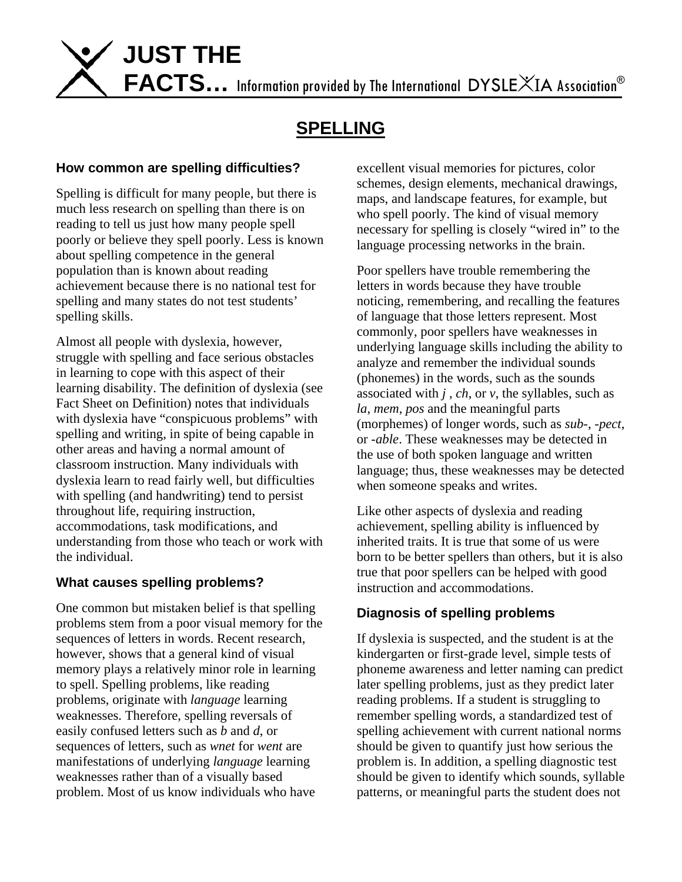# JUST THE FACTS... Information provided by The International DYSLEXIA Association®

## SPELLING

### How common are spelling difficulties?

Spelling is difficult for many people, but there is much less research on spelling than there is on reading to tell us just how many people spell poorly or believe they spell poorly. Less is known about spelling competence in the general population than is known about reading achievement because there is no national test for spelling and many states do not test students' spelling skills.

Almost all people with dyslexia, however, struggle with spelling and face serious obstacles in learning to cope with this aspect of their learning disability. The definition of dyslexia (see Fact Sheet on Definition) notes that individuals with dyslexia have "conspicuous problems" with spelling and writing, in spite of being capable in other areas and having a normal amount of classroom instruction. Many individuals with dyslexia learn to read fairly well, but difficulties with spelling (and handwriting) tend to persist throughout life, requiring instruction, accommodations, task modifications, and understanding from those who teach or work with the individual.

### What causes spelling problems?

One common but mistaken belief is that spelling problems stem from a poor visual memory for the sequences of letters in words. Recent research, however, shows that a general kind of visual memory plays a relatively minor role in learning to spell. Spelling problems, like reading problems, originate with *language* learning weaknesses. Therefore, spelling reversals of easily confused letters such as *b* and *d*, or sequences of letters, such as *wnet* for *went* are manifestations of underlying *language* learning weaknesses rather than of a visually based problem. Most of us know individuals who have excellent visual memories for pictures, color schemes, design elements, mechanical drawings, maps, and landscape features, for example, but who spell poorly. The kind of visual memory necessary for spelling is closely "wired in" to the language processing networks in the brain.

Poor spellers have trouble remembering the letters in words because they have trouble noticing, remembering, and recalling the features of language that those letters represent. Most commonly, poor spellers have weaknesses in underlying language skills including the ability to analyze and remember the individual sounds (phonemes) in the words, such as the sounds associated with *j* , *ch*, or *v*, the syllables, such as *la*, *mem*, *pos* and the meaningful parts (morphemes) of longer words, such as *sub-*, *-pect*, or *-able*. These weaknesses may be detected in the use of both spoken language and written language; thus, these weaknesses may be detected when someone speaks and writes.

Like other aspects of dyslexia and reading achievement, spelling ability is influenced by inherited traits. It is true that some of us were born to be better spellers than others, but it is also true that poor spellers can be helped with good instruction and accommodations.

### Diagnosis of spelling problems

If dyslexia is suspected, and the student is at the kindergarten or first-grade level, simple tests of phoneme awareness and letter naming can predict later spelling problems, just as they predict later reading problems. If a student is struggling to remember spelling words, a standardized test of spelling achievement with current national norms should be given to quantify just how serious the problem is. In addition, a spelling diagnostic test should be given to identify which sounds, syllable patterns, or meaningful parts the student does not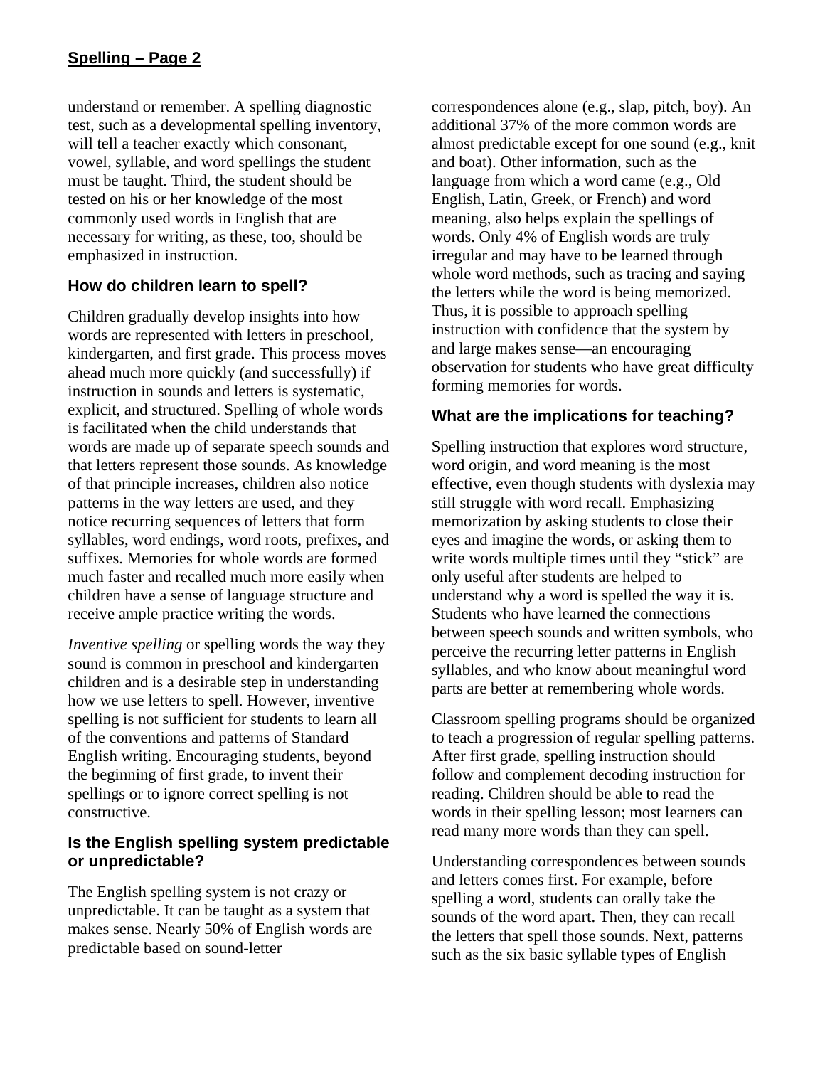understand or remember. A spelling diagnostic test, such as a developmental spelling inventory, will tell a teacher exactly which consonant, vowel, syllable, and word spellings the student must be taught. Third, the student should be tested on his or her knowledge of the most commonly used words in English that are necessary for writing, as these, too, should be emphasized in instruction.

### How do children learn to spell?

Children gradually develop insights into how words are represented with letters in preschool, kindergarten, and first grade. This process moves ahead much more quickly (and successfully) if instruction in sounds and letters is systematic, explicit, and structured. Spelling of whole words is facilitated when the child understands that words are made up of separate speech sounds and that letters represent those sounds. As knowledge of that principle increases, children also notice patterns in the way letters are used, and they notice recurring sequences of letters that form syllables, word endings, word roots, prefixes, and suffixes. Memories for whole words are formed much faster and recalled much more easily when children have a sense of language structure and receive ample practice writing the words.

*Inventive spelling* or spelling words the way they sound is common in preschool and kindergarten children and is a desirable step in understanding how we use letters to spell. However, inventive spelling is not sufficient for students to learn all of the conventions and patterns of Standard English writing. Encouraging students, beyond the beginning of first grade, to invent their spellings or to ignore correct spelling is not constructive.

### Is the English spelling system predictable or unpredictable?

The English spelling system is not crazy or unpredictable. It can be taught as a system that makes sense. Nearly 50% of English words are predictable based on sound-letter correspondences alone (e.g., slap, pitch, boy). An additional 37% of the more common words are almost predictable except for one sound (e.g., knit and boat). Other information, such as the language from which a word came (e.g., Old English, Latin, Greek, or French) and word meaning, also helps explain the spellings of words. Only 4% of English words are truly irregular and may have to be learned through whole word methods, such as tracing and saying the letters while the word is being memorized. Thus, it is possible to approach spelling instruction with confidence that the system by and large makes sense—an encouraging observation for students who have great difficulty forming memories for words.

### What are the implications for teaching?

Spelling instruction that explores word structure, word origin, and word meaning is the most effective, even though students with dyslexia may still struggle with word recall. Emphasizing memorization by asking students to close their eyes and imagine the words, or asking them to write words multiple times until they "stick" are only useful after students are helped to understand why a word is spelled the way it is. Students who have learned the connections between speech sounds and written symbols, who perceive the recurring letter patterns in English syllables, and who know about meaningful word parts are better at remembering whole words.

Classroom spelling programs should be organized to teach a progression of regular spelling patterns. After first grade, spelling instruction should follow and complement decoding instruction for reading. Children should be able to read the words in their spelling lesson; most learners can read many more words than they can spell.

Understanding correspondences between sounds and letters comes first. For example, before spelling a word, students can orally take the sounds of the word apart. Then, they can recall the letters that spell those sounds. Next, patterns such as the six basic syllable types of English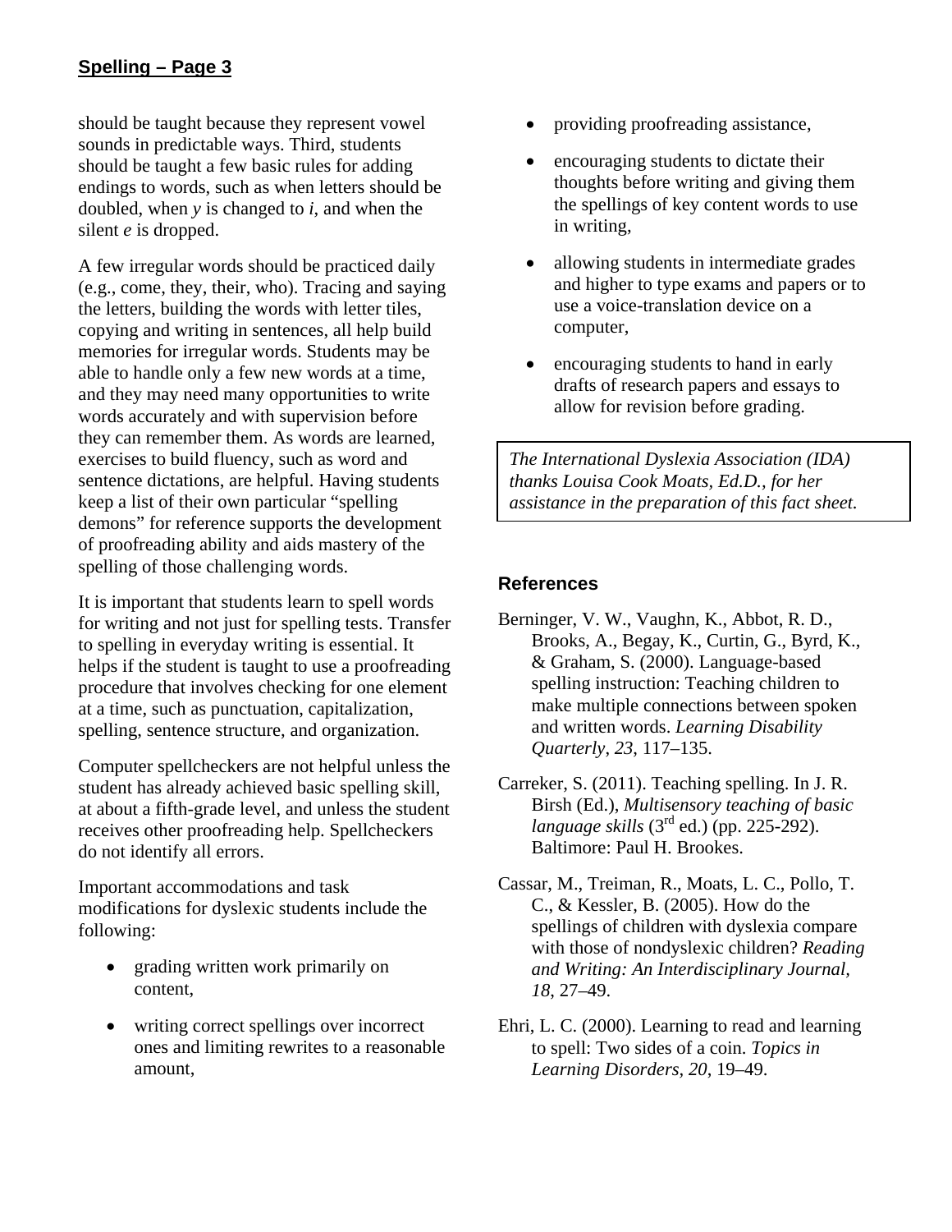should be taught because they represent vowel sounds in predictable ways. Third, students should be taught a few basic rules for adding endings to words, such as when letters should be doubled, when *y* is changed to *i*, and when the silent *e* is dropped.

A few irregular words should be practiced daily (e.g., come, they, their, who). Tracing and saying the letters, building the words with letter tiles, copying and writing in sentences, all help build memories for irregular words. Students may be able to handle only a few new words at a time, and they may need many opportunities to write words accurately and with supervision before they can remember them. As words are learned, exercises to build fluency, such as word and sentence dictations, are helpful. Having students keep a list of their own particular "spelling demons" for reference supports the development of proofreading ability and aids mastery of the spelling of those challenging words.

It is important that students learn to spell words for writing and not just for spelling tests. Transfer to spelling in everyday writing is essential. It helps if the student is taught to use a proofreading procedure that involves checking for one element at a time, such as punctuation, capitalization, spelling, sentence structure, and organization.

Computer spellcheckers are not helpful unless the student has already achieved basic spelling skill, at about a fifth-grade level, and unless the student receives other proofreading help. Spellcheckers do not identify all errors.

Important accommodations and task modifications for dyslexic students include the following:

- grading written work primarily on content,
- writing correct spellings over incorrect ones and limiting rewrites to a reasonable amount,
- providing proofreading assistance,
- encouraging students to dictate their thoughts before writing and giving them the spellings of key content words to use in writing,
- allowing students in intermediate grades and higher to type exams and papers or to use a voice-translation device on a computer,
- encouraging students to hand in early drafts of research papers and essays to allow for revision before grading.

*The International Dyslexia Association (IDA) thanks Louisa Cook Moats, Ed.D., for her assistance in the preparation of this fact sheet.*

### References

Berninger, V. W., Vaughn, K., Abbot, R. D., Brooks, A., Begay, K., Curtin, G., Byrd, K., & Graham, S. (2000). Language-based spelling instruction: Teaching children to make multiple connections between spoken and written words. *Learning Disability Quarterly*, *23*, 117–135.

Carreker, S. (2011). Teaching spelling. In J. R. Birsh (Ed.), *Multisensory teaching of basic language skills* (3rd ed.) (pp. 225-292). Baltimore: Paul H. Brookes.

Cassar, M., Treiman, R., Moats, L. C., Pollo, T. C., & Kessler, B. (2005). How do the spellings of children with dyslexia compare with those of nondyslexic children? *Reading and Writing: An Interdisciplinary Journal, 18*, 27–49.

Ehri, L. C. (2000). Learning to read and learning to spell: Two sides of a coin. *Topics in Learning Disorders*, *20*, 19–49.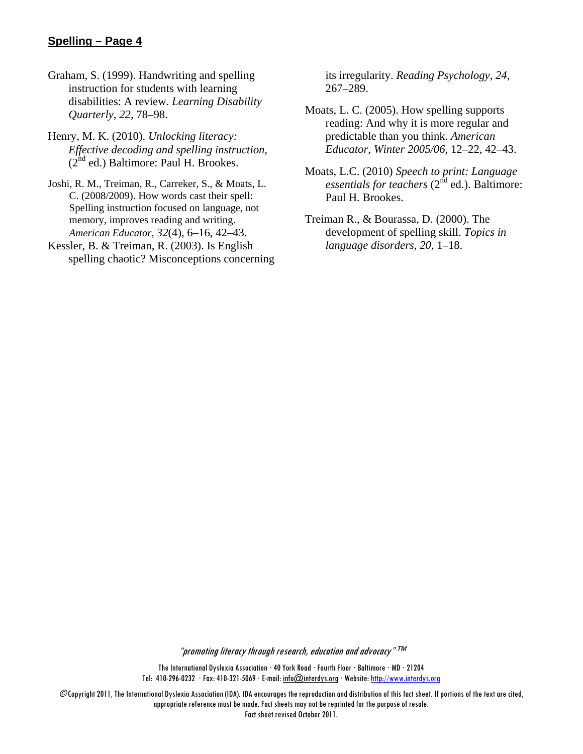Graham, S. (1999). Handwriting and spelling instruction for students with learning disabilities: A review. *Learning Disability Quarterly*, *22*, 78–98.

Henry, M. K. (2010). *Unlocking literacy: Effective decoding and spelling instruction*, (2nd ed.) Baltimore: Paul H. Brookes.

Joshi, R. M., Treiman, R., Carreker, S., & Moats, L. C. (2008/2009). How words cast their spell: Spelling instruction focused on language, not memory, improves reading and writing. *American Educator, 32*(4), 6–16, 42–43.

Kessler, B. & Treiman, R. (2003). Is English spelling chaotic? Misconceptions concerning its irregularity. *Reading Psychology, 24,* 267–289.

Moats, L. C. (2005). How spelling supports reading: And why it is more regular and predictable than you think. *American Educator, Winter 2005/06*, 12–22, 42–43.

Moats, L.C. (2010) *Speech to print: Language essentials for teachers* (2nd ed.). Baltimore: Paul H. Brookes.

Treiman R., & Bourassa, D. (2000). The development of spelling skill. *Topics in language disorders, 20,* 1–18.

*"promoting literacy through research, education and advocacy"* ™

The International Dyslexia Association · 40 York Road · Fourth Floor · Baltimore · MD · 21204
Tel: 410-296-0232 · Fax: 410-321-5069 · E-mail: info@interdys.org · Website: http://www.interdys.org

© Copyright 2011, The International Dyslexia Association (IDA). IDA encourages the reproduction and distribution of this fact sheet. If portions of the text are cited, appropriate reference must be made. Fact sheets may not be reprinted for the purpose of resale.
Fact sheet revised October 2011.